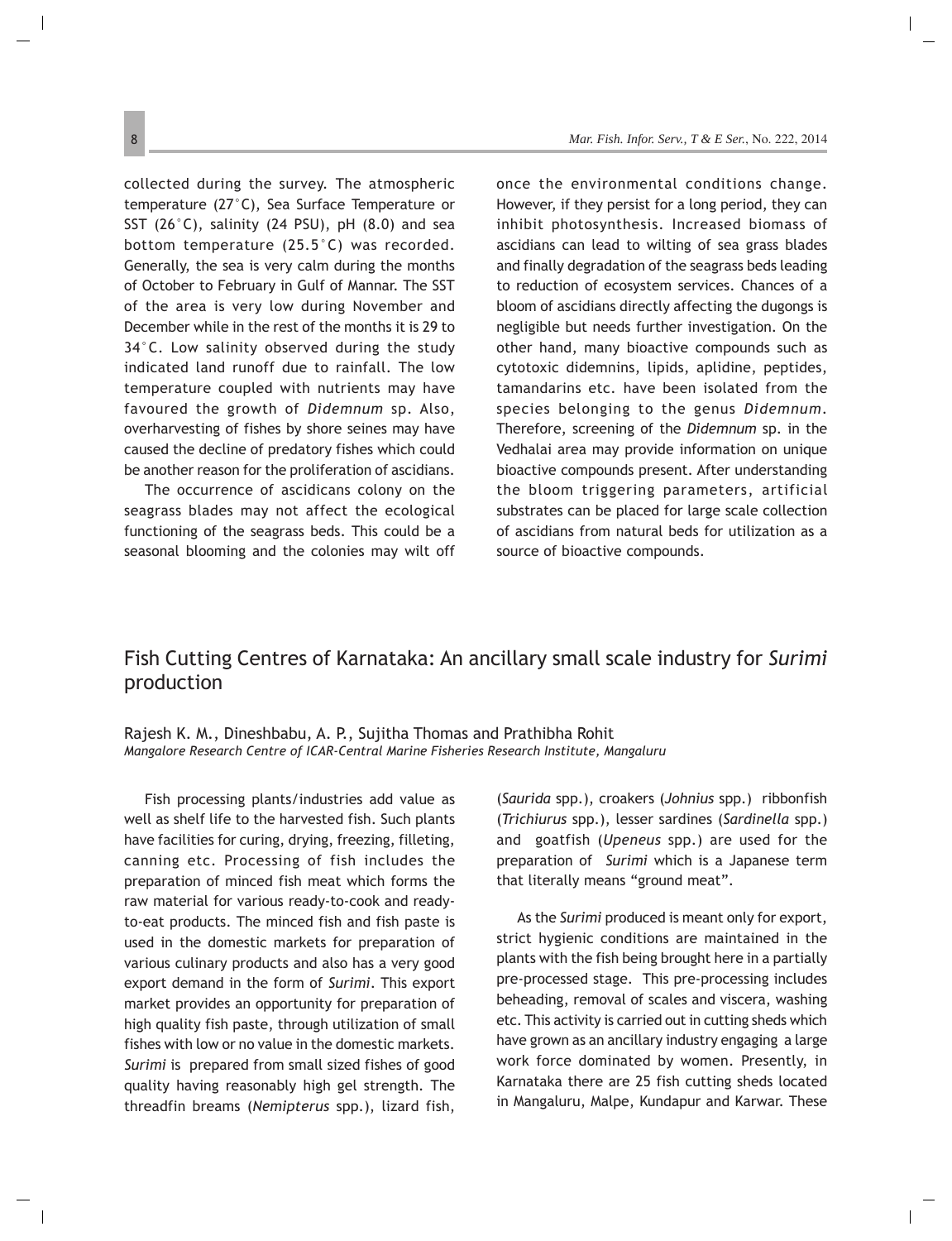collected during the survey. The atmospheric temperature (27°C), Sea Surface Temperature or SST (26°C), salinity (24 PSU), pH (8.0) and sea bottom temperature (25.5°C) was recorded. Generally, the sea is very calm during the months of October to February in Gulf of Mannar. The SST of the area is very low during November and December while in the rest of the months it is 29 to 34°C. Low salinity observed during the study indicated land runoff due to rainfall. The low temperature coupled with nutrients may have favoured the growth of *Didemnum* sp. Also, overharvesting of fishes by shore seines may have caused the decline of predatory fishes which could be another reason for the proliferation of ascidians.

The occurrence of ascidicans colony on the seagrass blades may not affect the ecological functioning of the seagrass beds. This could be a seasonal blooming and the colonies may wilt off once the environmental conditions change. However, if they persist for a long period, they can inhibit photosynthesis. Increased biomass of ascidians can lead to wilting of sea grass blades and finally degradation of the seagrass beds leading to reduction of ecosystem services. Chances of a bloom of ascidians directly affecting the dugongs is negligible but needs further investigation. On the other hand, many bioactive compounds such as cytotoxic didemnins, lipids, aplidine, peptides, tamandarins etc. have been isolated from the species belonging to the genus *Didemnum*. Therefore, screening of the *Didemnum* sp. in the Vedhalai area may provide information on unique bioactive compounds present. After understanding the bloom triggering parameters, artificial substrates can be placed for large scale collection of ascidians from natural beds for utilization as a source of bioactive compounds.

## Fish Cutting Centres of Karnataka: An ancillary small scale industry for *Surimi* production

Rajesh K. M., Dineshbabu, A. P., Sujitha Thomas and Prathibha Rohit
*Mangalore Research Centre of ICAR-Central Marine Fisheries Research Institute, Mangaluru*

Fish processing plants/industries add value as well as shelf life to the harvested fish. Such plants have facilities for curing, drying, freezing, filleting, canning etc. Processing of fish includes the preparation of minced fish meat which forms the raw material for various ready-to-cook and ready-to-eat products. The minced fish and fish paste is used in the domestic markets for preparation of various culinary products and also has a very good export demand in the form of *Surimi*. This export market provides an opportunity for preparation of high quality fish paste, through utilization of small fishes with low or no value in the domestic markets. *Surimi* is prepared from small sized fishes of good quality having reasonably high gel strength. The threadfin breams (*Nemipterus* spp.), lizard fish, (*Saurida* spp.), croakers (*Johnius* spp.) ribbonfish (*Trichiurus* spp.), lesser sardines (*Sardinella* spp.) and goatfish (*Upeneus* spp.) are used for the preparation of *Surimi* which is a Japanese term that literally means "ground meat".

As the *Surimi* produced is meant only for export, strict hygienic conditions are maintained in the plants with the fish being brought here in a partially pre-processed stage. This pre-processing includes beheading, removal of scales and viscera, washing etc. This activity is carried out in cutting sheds which have grown as an ancillary industry engaging a large work force dominated by women. Presently, in Karnataka there are 25 fish cutting sheds located in Mangaluru, Malpe, Kundapur and Karwar. These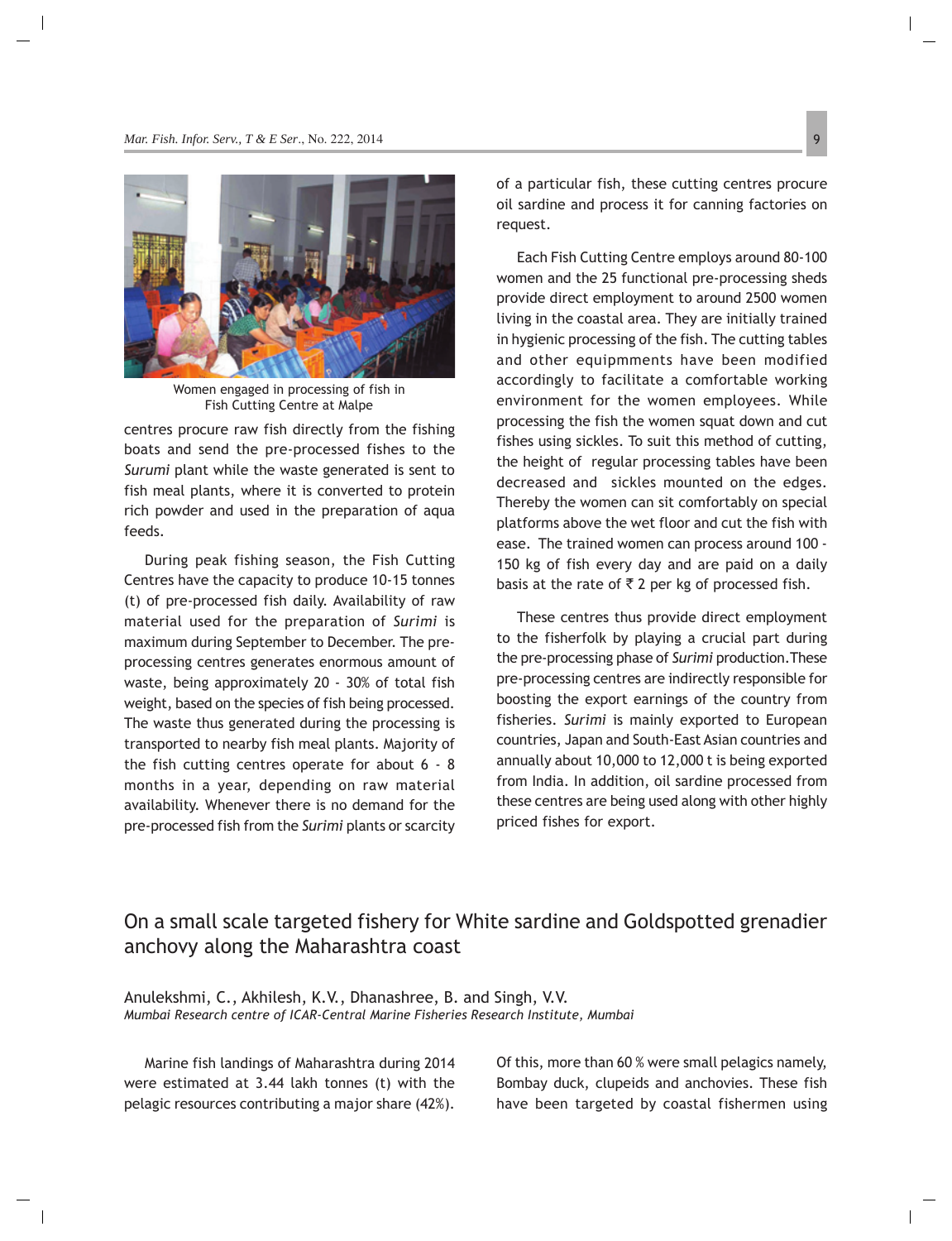Women engaged in processing of fish in Fish Cutting Centre at Malpe

centres procure raw fish directly from the fishing boats and send the pre-processed fishes to the *Surumi* plant while the waste generated is sent to fish meal plants, where it is converted to protein rich powder and used in the preparation of aqua feeds.

During peak fishing season, the Fish Cutting Centres have the capacity to produce 10-15 tonnes (t) of pre-processed fish daily. Availability of raw material used for the preparation of *Surimi* is maximum during September to December. The pre-processing centres generates enormous amount of waste, being approximately 20 - 30% of total fish weight, based on the species of fish being processed. The waste thus generated during the processing is transported to nearby fish meal plants. Majority of the fish cutting centres operate for about 6 - 8 months in a year, depending on raw material availability. Whenever there is no demand for the pre-processed fish from the *Surimi* plants or scarcity of a particular fish, these cutting centres procure oil sardine and process it for canning factories on request.

Each Fish Cutting Centre employs around 80-100 women and the 25 functional pre-processing sheds provide direct employment to around 2500 women living in the coastal area. They are initially trained in hygienic processing of the fish. The cutting tables and other equipmments have been modified accordingly to facilitate a comfortable working environment for the women employees. While processing the fish the women squat down and cut fishes using sickles. To suit this method of cutting, the height of regular processing tables have been decreased and sickles mounted on the edges. Thereby the women can sit comfortably on special platforms above the wet floor and cut the fish with ease. The trained women can process around 100 - 150 kg of fish every day and are paid on a daily basis at the rate of ₹ 2 per kg of processed fish.

These centres thus provide direct employment to the fisherfolk by playing a crucial part during the pre-processing phase of *Surimi* production. These pre-processing centres are indirectly responsible for boosting the export earnings of the country from fisheries. *Surimi* is mainly exported to European countries, Japan and South-East Asian countries and annually about 10,000 to 12,000 t is being exported from India. In addition, oil sardine processed from these centres are being used along with other highly priced fishes for export.

## On a small scale targeted fishery for White sardine and Goldspotted grenadier anchovy along the Maharashtra coast

Anulekshmi, C., Akhilesh, K.V., Dhanashree, B. and Singh, V.V.
*Mumbai Research centre of ICAR-Central Marine Fisheries Research Institute, Mumbai*

Marine fish landings of Maharashtra during 2014 were estimated at 3.44 lakh tonnes (t) with the pelagic resources contributing a major share (42%). Of this, more than 60 % were small pelagics namely, Bombay duck, clupeids and anchovies. These fish have been targeted by coastal fishermen using